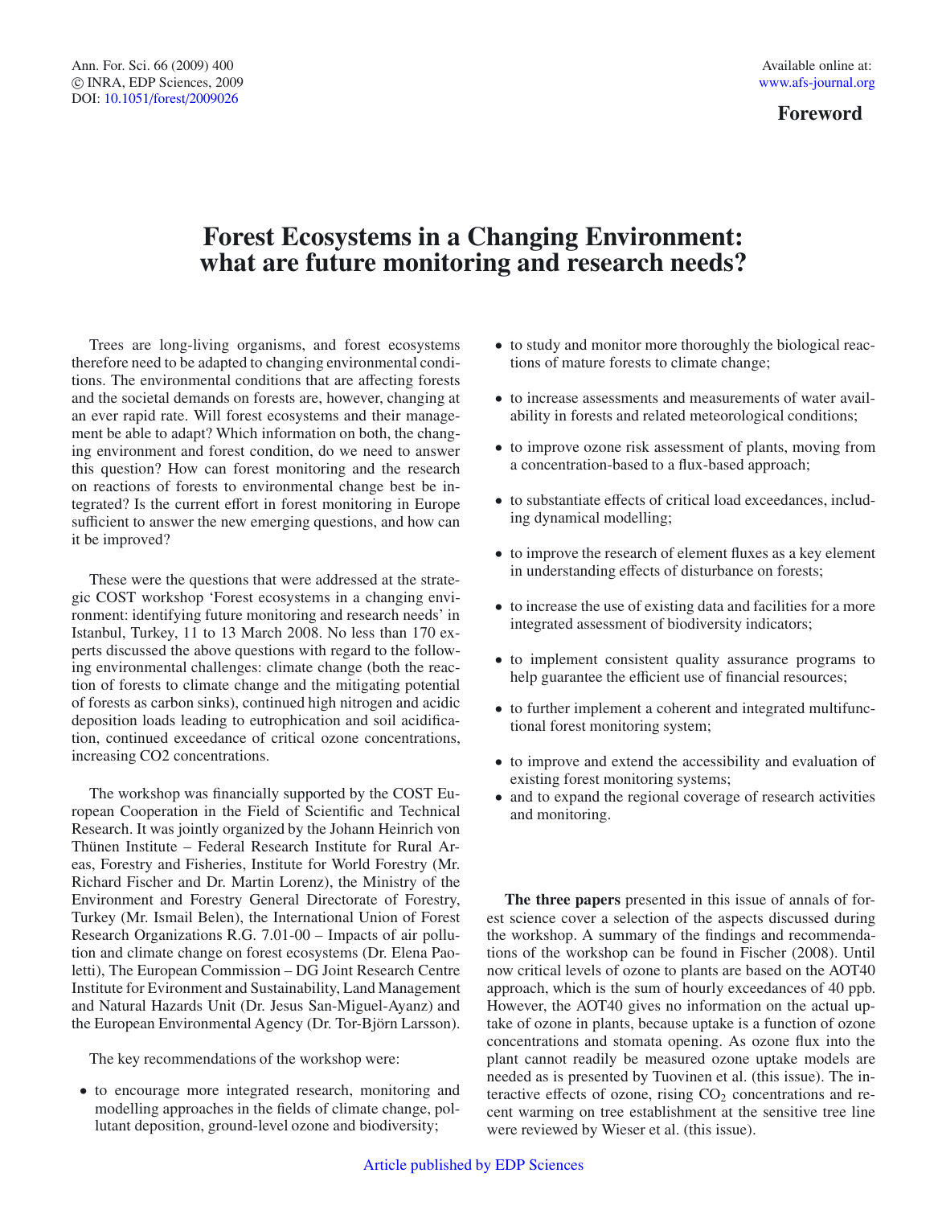Foreword

# Forest Ecosystems in a Changing Environment: what are future monitoring and research needs?

Trees are long-living organisms, and forest ecosystems therefore need to be adapted to changing environmental conditions. The environmental conditions that are affecting forests and the societal demands on forests are, however, changing at an ever rapid rate. Will forest ecosystems and their management be able to adapt? Which information on both, the changing environment and forest condition, do we need to answer this question? How can forest monitoring and the research on reactions of forests to environmental change best be integrated? Is the current effort in forest monitoring in Europe sufficient to answer the new emerging questions, and how can it be improved?

These were the questions that were addressed at the strategic COST workshop 'Forest ecosystems in a changing environment: identifying future monitoring and research needs' in Istanbul, Turkey, 11 to 13 March 2008. No less than 170 experts discussed the above questions with regard to the following environmental challenges: climate change (both the reaction of forests to climate change and the mitigating potential of forests as carbon sinks), continued high nitrogen and acidic deposition loads leading to eutrophication and soil acidification, continued exceedance of critical ozone concentrations, increasing CO2 concentrations.

The workshop was financially supported by the COST European Cooperation in the Field of Scientific and Technical Research. It was jointly organized by the Johann Heinrich von Thünen Institute – Federal Research Institute for Rural Areas, Forestry and Fisheries, Institute for World Forestry (Mr. Richard Fischer and Dr. Martin Lorenz), the Ministry of the Environment and Forestry General Directorate of Forestry, Turkey (Mr. Ismail Belen), the International Union of Forest Research Organizations R.G. 7.01-00 – Impacts of air pollution and climate change on forest ecosystems (Dr. Elena Paoletti), The European Commission – DG Joint Research Centre Institute for Evironment and Sustainability, Land Management and Natural Hazards Unit (Dr. Jesus San-Miguel-Ayanz) and the European Environmental Agency (Dr. Tor-Björn Larsson).

The key recommendations of the workshop were:

- to encourage more integrated research, monitoring and modelling approaches in the fields of climate change, pollutant deposition, ground-level ozone and biodiversity;
- to study and monitor more thoroughly the biological reactions of mature forests to climate change;
- to increase assessments and measurements of water availability in forests and related meteorological conditions;
- to improve ozone risk assessment of plants, moving from a concentration-based to a flux-based approach;
- to substantiate effects of critical load exceedances, including dynamical modelling;
- to improve the research of element fluxes as a key element in understanding effects of disturbance on forests;
- to increase the use of existing data and facilities for a more integrated assessment of biodiversity indicators;
- to implement consistent quality assurance programs to help guarantee the efficient use of financial resources;
- to further implement a coherent and integrated multifunctional forest monitoring system;
- to improve and extend the accessibility and evaluation of existing forest monitoring systems;
- and to expand the regional coverage of research activities and monitoring.

**The three papers** presented in this issue of annals of forest science cover a selection of the aspects discussed during the workshop. A summary of the findings and recommendations of the workshop can be found in Fischer (2008). Until now critical levels of ozone to plants are based on the AOT40 approach, which is the sum of hourly exceedances of 40 ppb. However, the AOT40 gives no information on the actual uptake of ozone in plants, because uptake is a function of ozone concentrations and stomata opening. As ozone flux into the plant cannot readily be measured ozone uptake models are needed as is presented by Tuovinen et al. (this issue). The interactive effects of ozone, rising $CO_2$ concentrations and recent warming on tree establishment at the sensitive tree line were reviewed by Wieser et al. (this issue).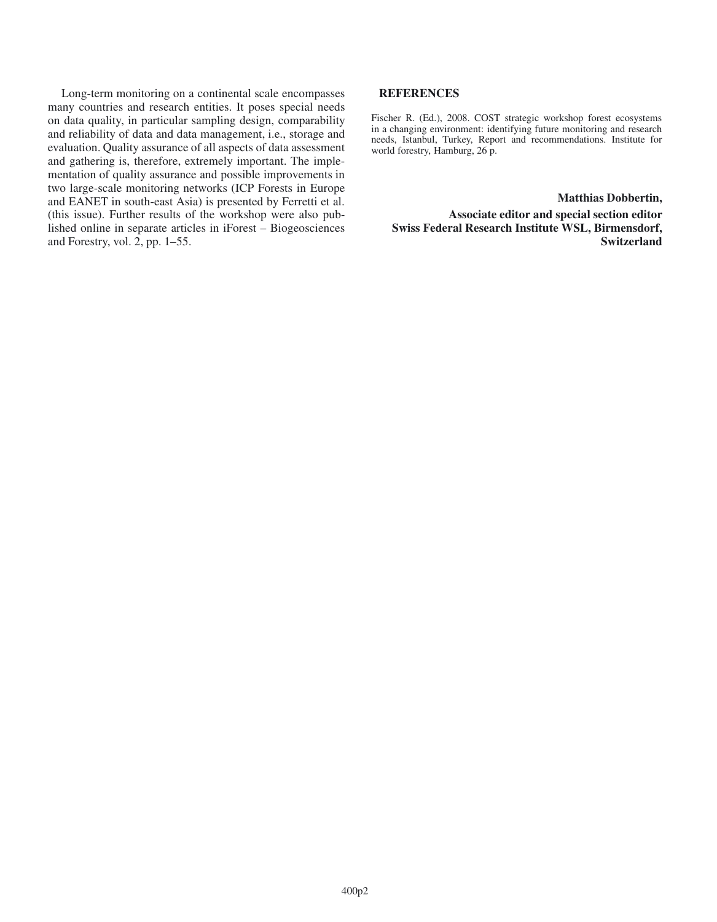Long-term monitoring on a continental scale encompasses many countries and research entities. It poses special needs on data quality, in particular sampling design, comparability and reliability of data and data management, i.e., storage and evaluation. Quality assurance of all aspects of data assessment and gathering is, therefore, extremely important. The implementation of quality assurance and possible improvements in two large-scale monitoring networks (ICP Forests in Europe and EANET in south-east Asia) is presented by Ferretti et al. (this issue). Further results of the workshop were also published online in separate articles in iForest – Biogeosciences and Forestry, vol. 2, pp. 1–55.

## REFERENCES

Fischer R. (Ed.), 2008. COST strategic workshop forest ecosystems in a changing environment: identifying future monitoring and research needs, Istanbul, Turkey, Report and recommendations. Institute for world forestry, Hamburg, 26 p.

**Matthias Dobbertin,**
**Associate editor and special section editor**
**Swiss Federal Research Institute WSL, Birmensdorf, Switzerland**